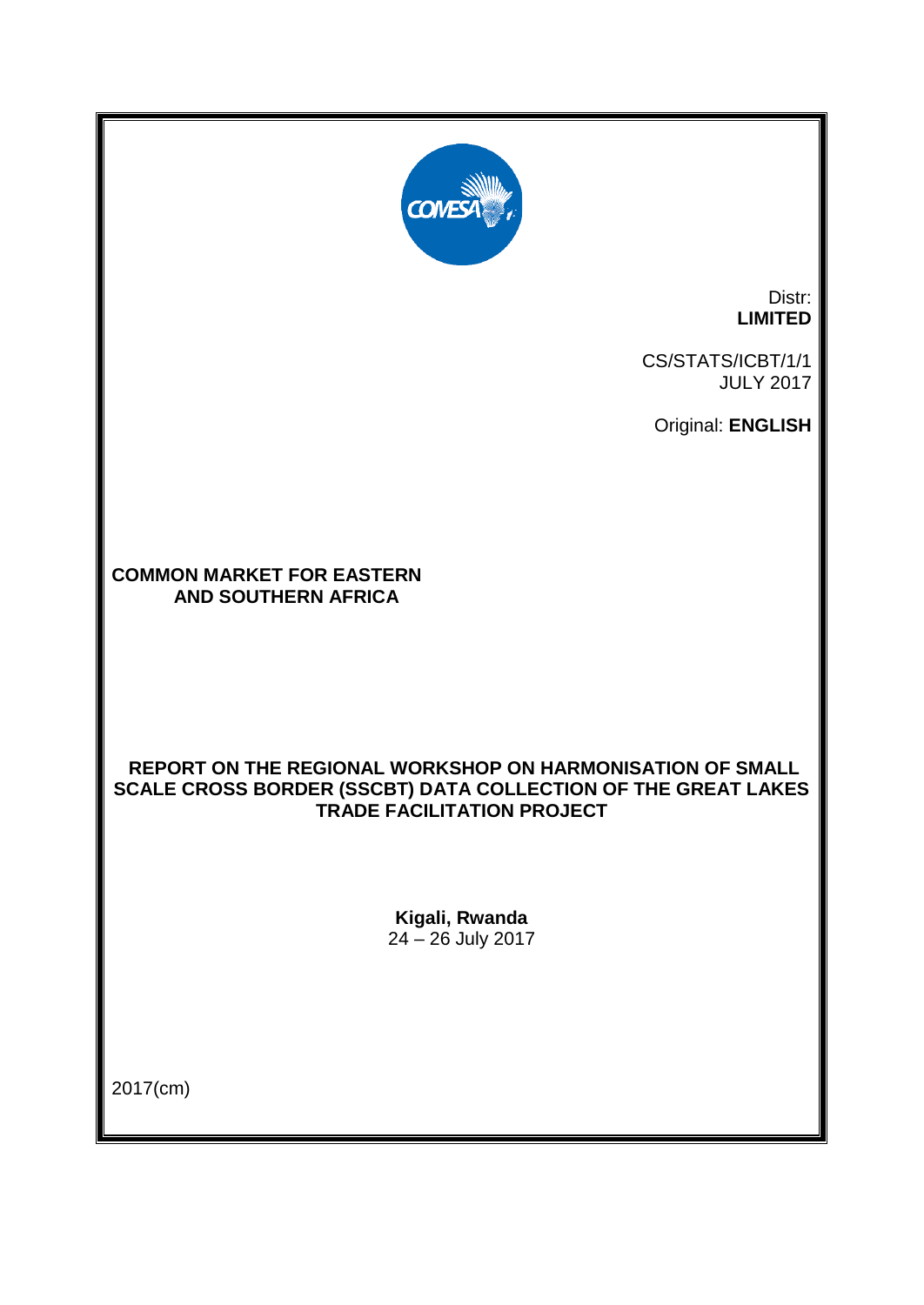Distr:
**LIMITED**

CS/STATS/ICBT/1/1
JULY 2017

Original: **ENGLISH**

**COMMON MARKET FOR EASTERN AND SOUTHERN AFRICA**

# REPORT ON THE REGIONAL WORKSHOP ON HARMONISATION OF SMALL SCALE CROSS BORDER (SSCBT) DATA COLLECTION OF THE GREAT LAKES TRADE FACILITATION PROJECT

**Kigali, Rwanda**
24 – 26 July 2017

2017(cm)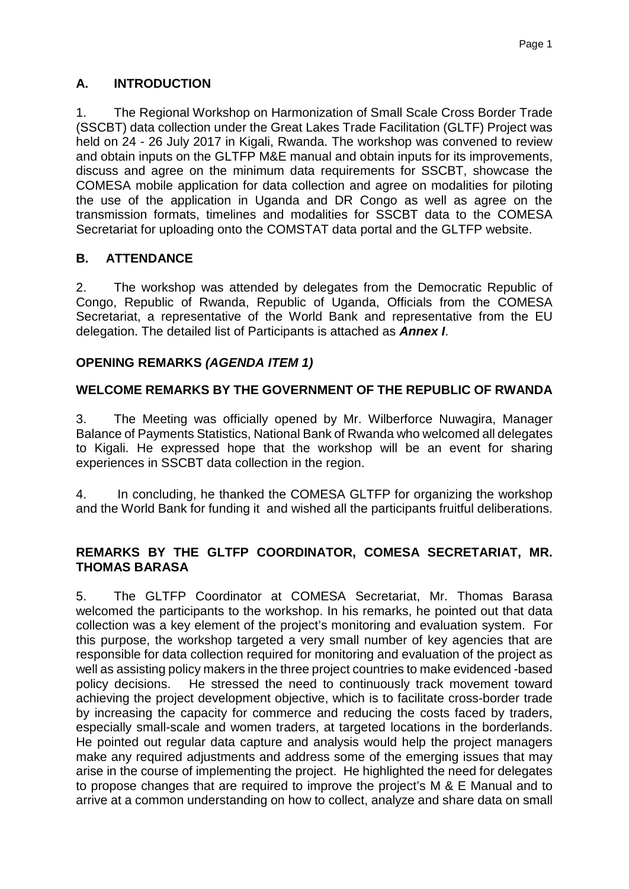## A. INTRODUCTION

1. The Regional Workshop on Harmonization of Small Scale Cross Border Trade (SSCBT) data collection under the Great Lakes Trade Facilitation (GLTF) Project was held on 24 - 26 July 2017 in Kigali, Rwanda. The workshop was convened to review and obtain inputs on the GLTFP M&E manual and obtain inputs for its improvements, discuss and agree on the minimum data requirements for SSCBT, showcase the COMESA mobile application for data collection and agree on modalities for piloting the use of the application in Uganda and DR Congo as well as agree on the transmission formats, timelines and modalities for SSCBT data to the COMESA Secretariat for uploading onto the COMSTAT data portal and the GLTFP website.

## B. ATTENDANCE

2. The workshop was attended by delegates from the Democratic Republic of Congo, Republic of Rwanda, Republic of Uganda, Officials from the COMESA Secretariat, a representative of the World Bank and representative from the EU delegation. The detailed list of Participants is attached as ***Annex I***.

## OPENING REMARKS *(AGENDA ITEM 1)*

### WELCOME REMARKS BY THE GOVERNMENT OF THE REPUBLIC OF RWANDA

3. The Meeting was officially opened by Mr. Wilberforce Nuwagira, Manager Balance of Payments Statistics, National Bank of Rwanda who welcomed all delegates to Kigali. He expressed hope that the workshop will be an event for sharing experiences in SSCBT data collection in the region.

4. In concluding, he thanked the COMESA GLTFP for organizing the workshop and the World Bank for funding it and wished all the participants fruitful deliberations.

### REMARKS BY THE GLTFP COORDINATOR, COMESA SECRETARIAT, MR. THOMAS BARASA

5. The GLTFP Coordinator at COMESA Secretariat, Mr. Thomas Barasa welcomed the participants to the workshop. In his remarks, he pointed out that data collection was a key element of the project's monitoring and evaluation system. For this purpose, the workshop targeted a very small number of key agencies that are responsible for data collection required for monitoring and evaluation of the project as well as assisting policy makers in the three project countries to make evidenced -based policy decisions. He stressed the need to continuously track movement toward achieving the project development objective, which is to facilitate cross-border trade by increasing the capacity for commerce and reducing the costs faced by traders, especially small-scale and women traders, at targeted locations in the borderlands. He pointed out regular data capture and analysis would help the project managers make any required adjustments and address some of the emerging issues that may arise in the course of implementing the project. He highlighted the need for delegates to propose changes that are required to improve the project's M & E Manual and to arrive at a common understanding on how to collect, analyze and share data on small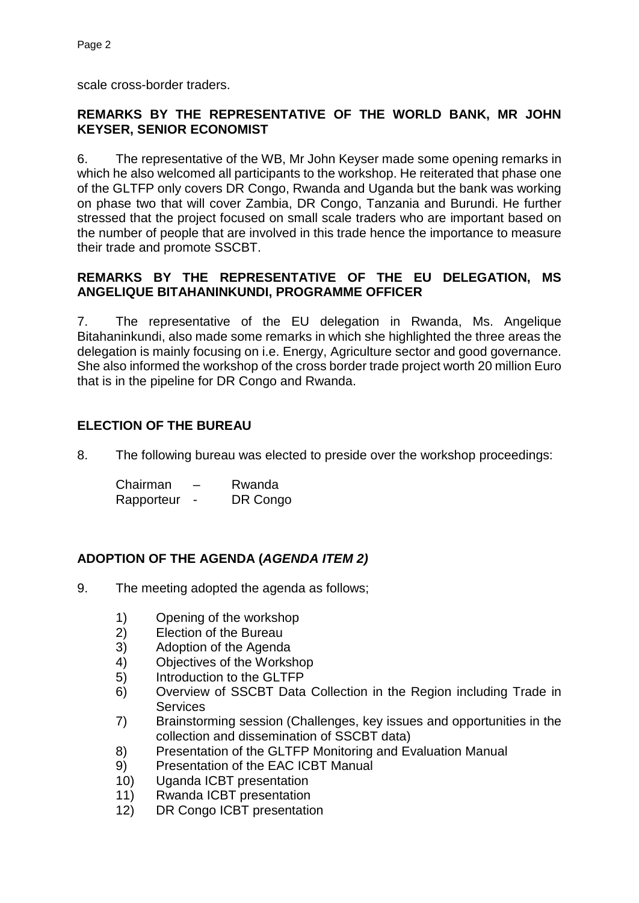scale cross-border traders.

## REMARKS BY THE REPRESENTATIVE OF THE WORLD BANK, MR JOHN KEYSER, SENIOR ECONOMIST

6. The representative of the WB, Mr John Keyser made some opening remarks in which he also welcomed all participants to the workshop. He reiterated that phase one of the GLTFP only covers DR Congo, Rwanda and Uganda but the bank was working on phase two that will cover Zambia, DR Congo, Tanzania and Burundi. He further stressed that the project focused on small scale traders who are important based on the number of people that are involved in this trade hence the importance to measure their trade and promote SSCBT.

## REMARKS BY THE REPRESENTATIVE OF THE EU DELEGATION, MS ANGELIQUE BITAHANINKUNDI, PROGRAMME OFFICER

7. The representative of the EU delegation in Rwanda, Ms. Angelique Bitahaninkundi, also made some remarks in which she highlighted the three areas the delegation is mainly focusing on i.e. Energy, Agriculture sector and good governance. She also informed the workshop of the cross border trade project worth 20 million Euro that is in the pipeline for DR Congo and Rwanda.

## ELECTION OF THE BUREAU

8. The following bureau was elected to preside over the workshop proceedings:

Chairman – Rwanda
Rapporteur - DR Congo

## ADOPTION OF THE AGENDA (*AGENDA ITEM 2)*

9. The meeting adopted the agenda as follows;

1) Opening of the workshop
2) Election of the Bureau
3) Adoption of the Agenda
4) Objectives of the Workshop
5) Introduction to the GLTFP
6) Overview of SSCBT Data Collection in the Region including Trade in Services
7) Brainstorming session (Challenges, key issues and opportunities in the collection and dissemination of SSCBT data)
8) Presentation of the GLTFP Monitoring and Evaluation Manual
9) Presentation of the EAC ICBT Manual
10) Uganda ICBT presentation
11) Rwanda ICBT presentation
12) DR Congo ICBT presentation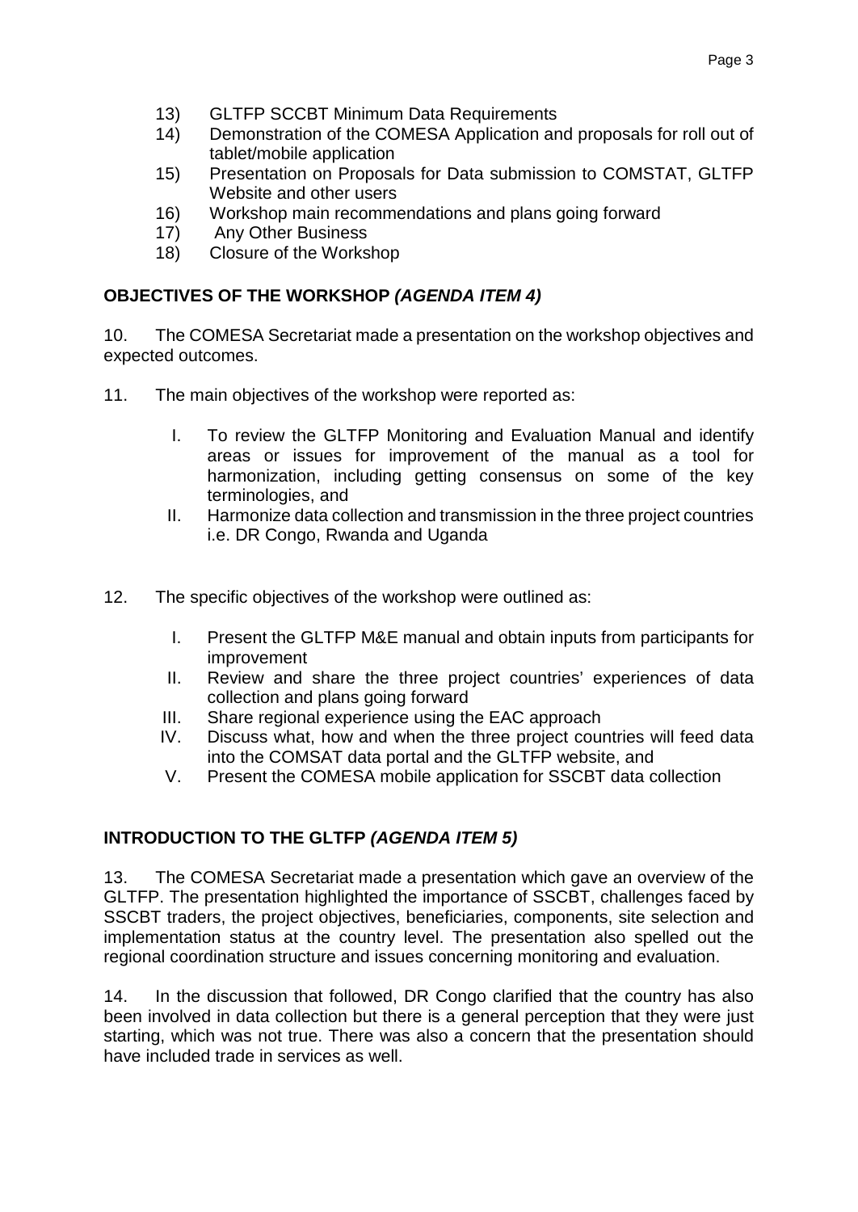13) GLTFP SCCBT Minimum Data Requirements
14) Demonstration of the COMESA Application and proposals for roll out of tablet/mobile application
15) Presentation on Proposals for Data submission to COMSTAT, GLTFP Website and other users
16) Workshop main recommendations and plans going forward
17) Any Other Business
18) Closure of the Workshop

**OBJECTIVES OF THE WORKSHOP *(AGENDA ITEM 4)***

10. The COMESA Secretariat made a presentation on the workshop objectives and expected outcomes.

11. The main objectives of the workshop were reported as:

I. To review the GLTFP Monitoring and Evaluation Manual and identify areas or issues for improvement of the manual as a tool for harmonization, including getting consensus on some of the key terminologies, and
II. Harmonize data collection and transmission in the three project countries i.e. DR Congo, Rwanda and Uganda

12. The specific objectives of the workshop were outlined as:

I. Present the GLTFP M&E manual and obtain inputs from participants for improvement
II. Review and share the three project countries' experiences of data collection and plans going forward
III. Share regional experience using the EAC approach
IV. Discuss what, how and when the three project countries will feed data into the COMSAT data portal and the GLTFP website, and
V. Present the COMESA mobile application for SSCBT data collection

**INTRODUCTION TO THE GLTFP *(AGENDA ITEM 5)***

13. The COMESA Secretariat made a presentation which gave an overview of the GLTFP. The presentation highlighted the importance of SSCBT, challenges faced by SSCBT traders, the project objectives, beneficiaries, components, site selection and implementation status at the country level. The presentation also spelled out the regional coordination structure and issues concerning monitoring and evaluation.

14. In the discussion that followed, DR Congo clarified that the country has also been involved in data collection but there is a general perception that they were just starting, which was not true. There was also a concern that the presentation should have included trade in services as well.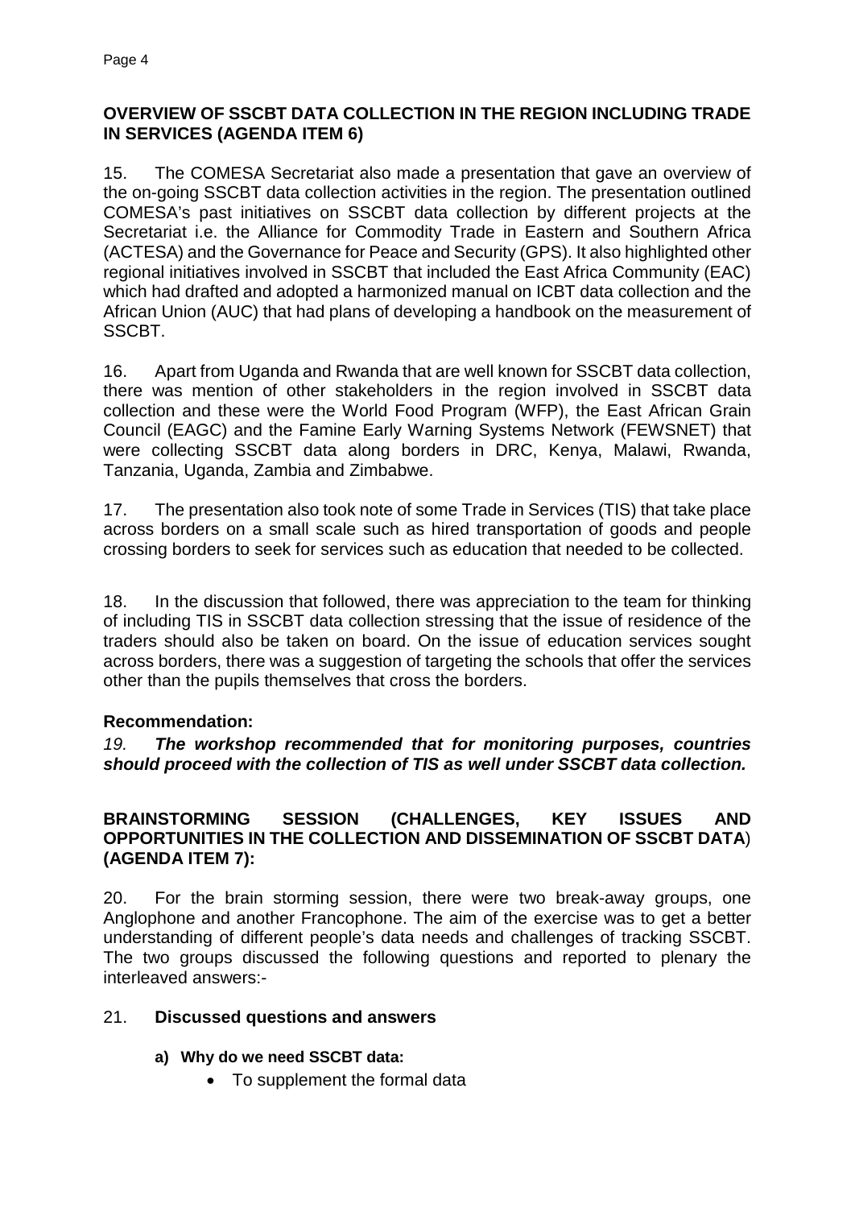## OVERVIEW OF SSCBT DATA COLLECTION IN THE REGION INCLUDING TRADE IN SERVICES (AGENDA ITEM 6)

15. The COMESA Secretariat also made a presentation that gave an overview of the on-going SSCBT data collection activities in the region. The presentation outlined COMESA's past initiatives on SSCBT data collection by different projects at the Secretariat i.e. the Alliance for Commodity Trade in Eastern and Southern Africa (ACTESA) and the Governance for Peace and Security (GPS). It also highlighted other regional initiatives involved in SSCBT that included the East Africa Community (EAC) which had drafted and adopted a harmonized manual on ICBT data collection and the African Union (AUC) that had plans of developing a handbook on the measurement of SSCBT.

16. Apart from Uganda and Rwanda that are well known for SSCBT data collection, there was mention of other stakeholders in the region involved in SSCBT data collection and these were the World Food Program (WFP), the East African Grain Council (EAGC) and the Famine Early Warning Systems Network (FEWSNET) that were collecting SSCBT data along borders in DRC, Kenya, Malawi, Rwanda, Tanzania, Uganda, Zambia and Zimbabwe.

17. The presentation also took note of some Trade in Services (TIS) that take place across borders on a small scale such as hired transportation of goods and people crossing borders to seek for services such as education that needed to be collected.

18. In the discussion that followed, there was appreciation to the team for thinking of including TIS in SSCBT data collection stressing that the issue of residence of the traders should also be taken on board. On the issue of education services sought across borders, there was a suggestion of targeting the schools that offer the services other than the pupils themselves that cross the borders.

### Recommendation:

*19.* ***The workshop recommended that for monitoring purposes, countries should proceed with the collection of TIS as well under SSCBT data collection.***

## BRAINSTORMING SESSION (CHALLENGES, KEY ISSUES AND OPPORTUNITIES IN THE COLLECTION AND DISSEMINATION OF SSCBT DATA) (AGENDA ITEM 7):

20. For the brain storming session, there were two break-away groups, one Anglophone and another Francophone. The aim of the exercise was to get a better understanding of different people's data needs and challenges of tracking SSCBT. The two groups discussed the following questions and reported to plenary the interleaved answers:-

21. **Discussed questions and answers**

**a) Why do we need SSCBT data:**

- To supplement the formal data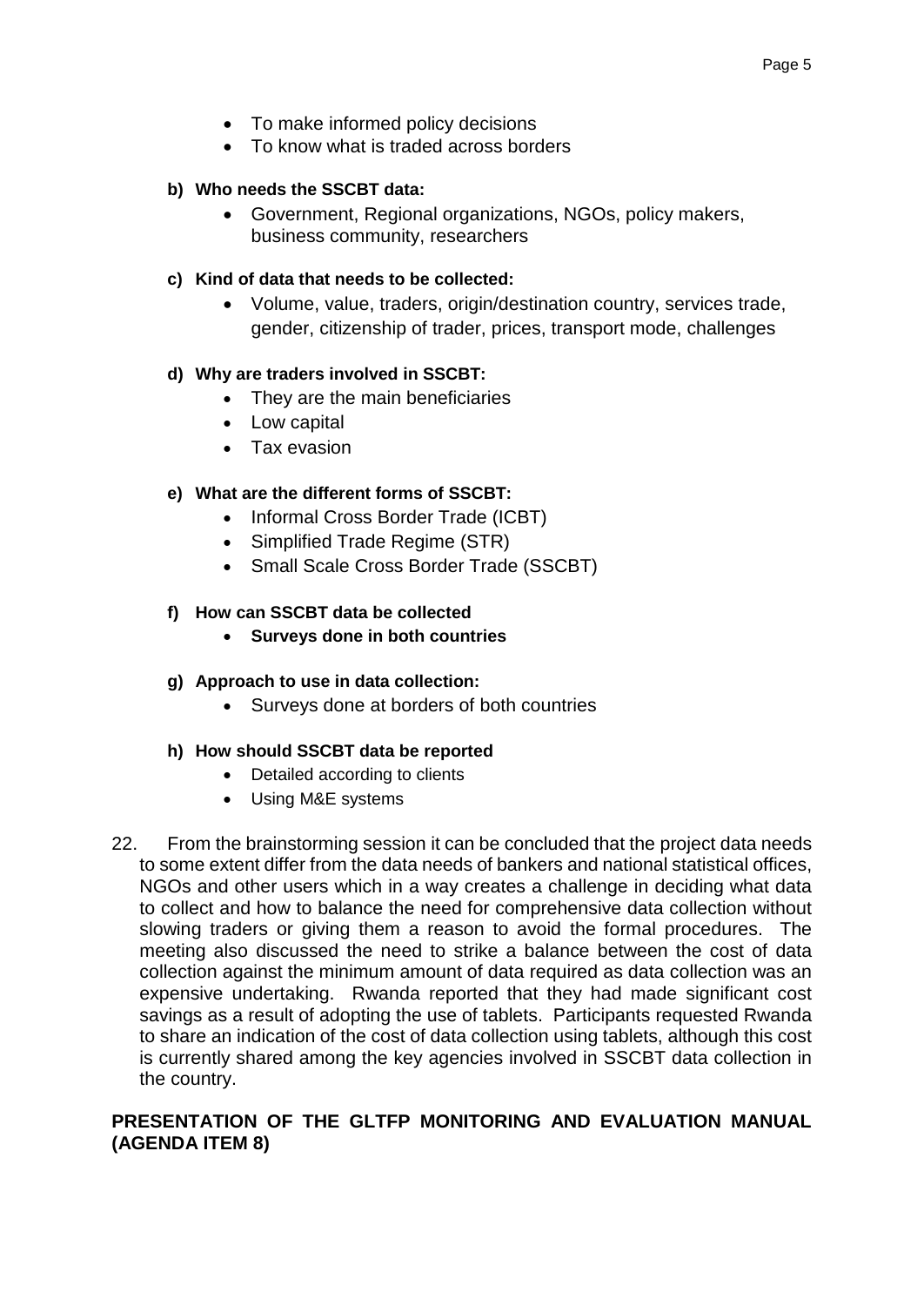- To make informed policy decisions
- To know what is traded across borders

**b) Who needs the SSCBT data:**

- Government, Regional organizations, NGOs, policy makers, business community, researchers

**c) Kind of data that needs to be collected:**

- Volume, value, traders, origin/destination country, services trade, gender, citizenship of trader, prices, transport mode, challenges

**d) Why are traders involved in SSCBT:**

- They are the main beneficiaries
- Low capital
- Tax evasion

**e) What are the different forms of SSCBT:**

- Informal Cross Border Trade (ICBT)
- Simplified Trade Regime (STR)
- Small Scale Cross Border Trade (SSCBT)

**f) How can SSCBT data be collected**

- **Surveys done in both countries**

**g) Approach to use in data collection:**

- Surveys done at borders of both countries

**h) How should SSCBT data be reported**

- Detailed according to clients
- Using M&E systems

22. From the brainstorming session it can be concluded that the project data needs to some extent differ from the data needs of bankers and national statistical offices, NGOs and other users which in a way creates a challenge in deciding what data to collect and how to balance the need for comprehensive data collection without slowing traders or giving them a reason to avoid the formal procedures. The meeting also discussed the need to strike a balance between the cost of data collection against the minimum amount of data required as data collection was an expensive undertaking. Rwanda reported that they had made significant cost savings as a result of adopting the use of tablets. Participants requested Rwanda to share an indication of the cost of data collection using tablets, although this cost is currently shared among the key agencies involved in SSCBT data collection in the country.

## PRESENTATION OF THE GLTFP MONITORING AND EVALUATION MANUAL (AGENDA ITEM 8)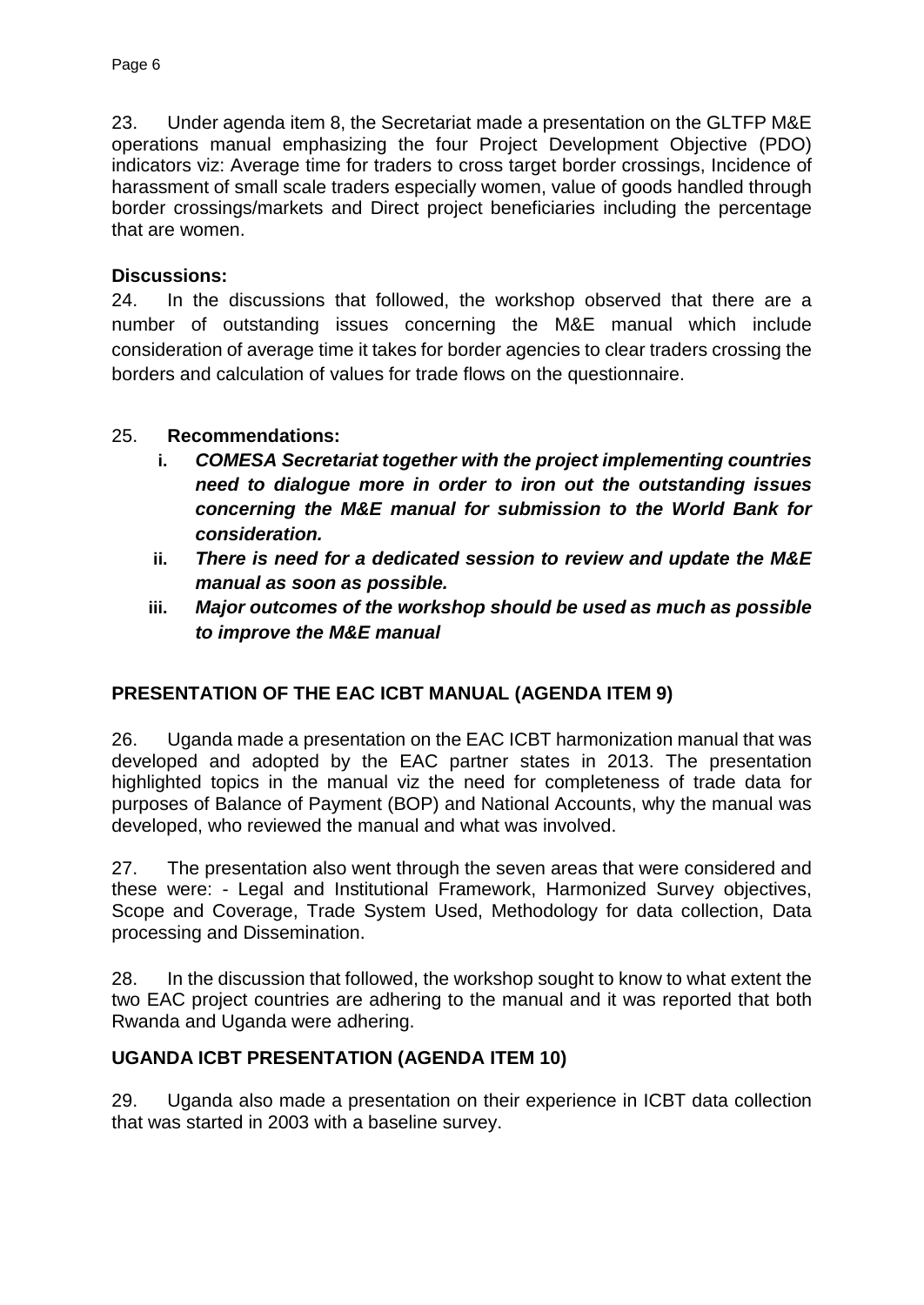23. Under agenda item 8, the Secretariat made a presentation on the GLTFP M&E operations manual emphasizing the four Project Development Objective (PDO) indicators viz: Average time for traders to cross target border crossings, Incidence of harassment of small scale traders especially women, value of goods handled through border crossings/markets and Direct project beneficiaries including the percentage that are women.

**Discussions:**

24. In the discussions that followed, the workshop observed that there are a number of outstanding issues concerning the M&E manual which include consideration of average time it takes for border agencies to clear traders crossing the borders and calculation of values for trade flows on the questionnaire.

25. **Recommendations:**

   i. ***COMESA Secretariat together with the project implementing countries need to dialogue more in order to iron out the outstanding issues concerning the M&E manual for submission to the World Bank for consideration.***

   ii. ***There is need for a dedicated session to review and update the M&E manual as soon as possible.***

   iii. ***Major outcomes of the workshop should be used as much as possible to improve the M&E manual***

## PRESENTATION OF THE EAC ICBT MANUAL (AGENDA ITEM 9)

26. Uganda made a presentation on the EAC ICBT harmonization manual that was developed and adopted by the EAC partner states in 2013. The presentation highlighted topics in the manual viz the need for completeness of trade data for purposes of Balance of Payment (BOP) and National Accounts, why the manual was developed, who reviewed the manual and what was involved.

27. The presentation also went through the seven areas that were considered and these were: - Legal and Institutional Framework, Harmonized Survey objectives, Scope and Coverage, Trade System Used, Methodology for data collection, Data processing and Dissemination.

28. In the discussion that followed, the workshop sought to know to what extent the two EAC project countries are adhering to the manual and it was reported that both Rwanda and Uganda were adhering.

## UGANDA ICBT PRESENTATION (AGENDA ITEM 10)

29. Uganda also made a presentation on their experience in ICBT data collection that was started in 2003 with a baseline survey.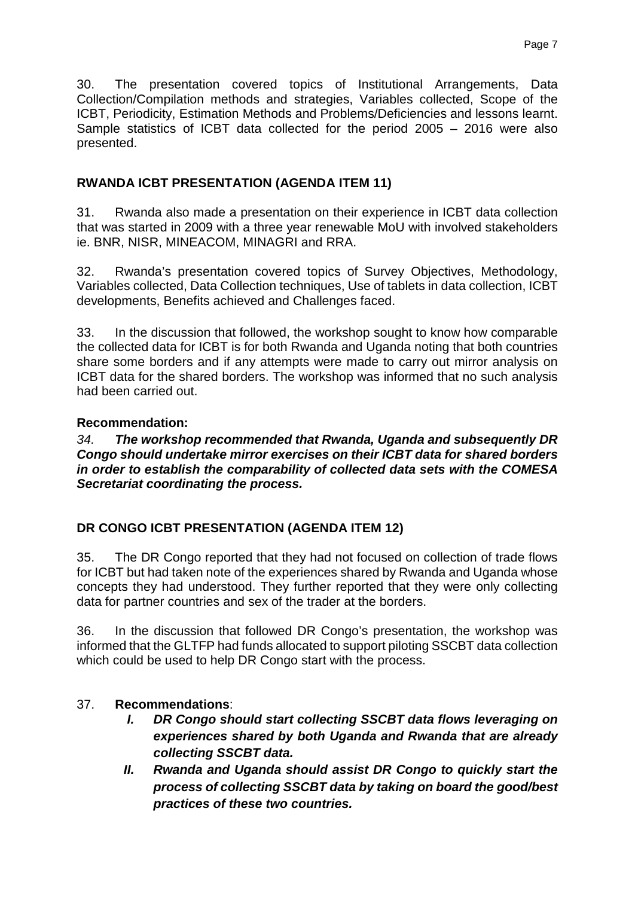30. The presentation covered topics of Institutional Arrangements, Data Collection/Compilation methods and strategies, Variables collected, Scope of the ICBT, Periodicity, Estimation Methods and Problems/Deficiencies and lessons learnt. Sample statistics of ICBT data collected for the period 2005 – 2016 were also presented.

## RWANDA ICBT PRESENTATION (AGENDA ITEM 11)

31. Rwanda also made a presentation on their experience in ICBT data collection that was started in 2009 with a three year renewable MoU with involved stakeholders ie. BNR, NISR, MINEACOM, MINAGRI and RRA.

32. Rwanda's presentation covered topics of Survey Objectives, Methodology, Variables collected, Data Collection techniques, Use of tablets in data collection, ICBT developments, Benefits achieved and Challenges faced.

33. In the discussion that followed, the workshop sought to know how comparable the collected data for ICBT is for both Rwanda and Uganda noting that both countries share some borders and if any attempts were made to carry out mirror analysis on ICBT data for the shared borders. The workshop was informed that no such analysis had been carried out.

**Recommendation:**

*34.* ***The workshop recommended that Rwanda, Uganda and subsequently DR Congo should undertake mirror exercises on their ICBT data for shared borders in order to establish the comparability of collected data sets with the COMESA Secretariat coordinating the process.***

## DR CONGO ICBT PRESENTATION (AGENDA ITEM 12)

35. The DR Congo reported that they had not focused on collection of trade flows for ICBT but had taken note of the experiences shared by Rwanda and Uganda whose concepts they had understood. They further reported that they were only collecting data for partner countries and sex of the trader at the borders.

36. In the discussion that followed DR Congo's presentation, the workshop was informed that the GLTFP had funds allocated to support piloting SSCBT data collection which could be used to help DR Congo start with the process.

37. **Recommendations**:

- ***I. DR Congo should start collecting SSCBT data flows leveraging on experiences shared by both Uganda and Rwanda that are already collecting SSCBT data.***
- ***II. Rwanda and Uganda should assist DR Congo to quickly start the process of collecting SSCBT data by taking on board the good/best practices of these two countries.***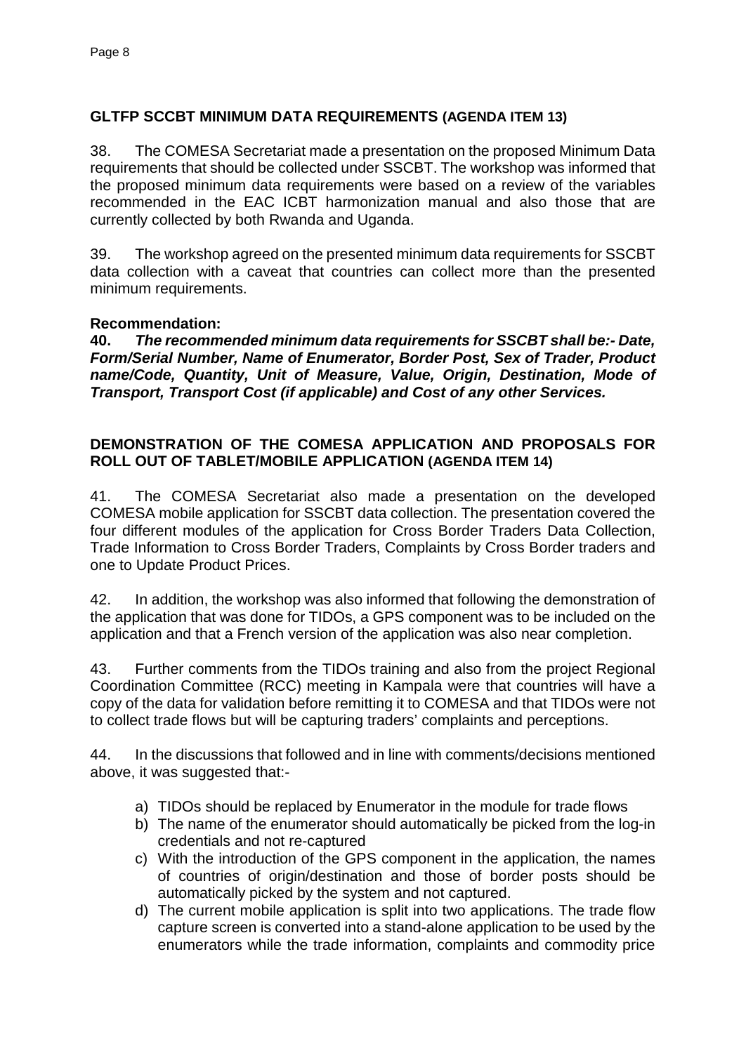## GLTFP SCCBT MINIMUM DATA REQUIREMENTS (AGENDA ITEM 13)

38. The COMESA Secretariat made a presentation on the proposed Minimum Data requirements that should be collected under SSCBT. The workshop was informed that the proposed minimum data requirements were based on a review of the variables recommended in the EAC ICBT harmonization manual and also those that are currently collected by both Rwanda and Uganda.

39. The workshop agreed on the presented minimum data requirements for SSCBT data collection with a caveat that countries can collect more than the presented minimum requirements.

**Recommendation:**

**40.** ***The recommended minimum data requirements for SSCBT shall be:- Date, Form/Serial Number, Name of Enumerator, Border Post, Sex of Trader, Product name/Code, Quantity, Unit of Measure, Value, Origin, Destination, Mode of Transport, Transport Cost (if applicable) and Cost of any other Services.***

## DEMONSTRATION OF THE COMESA APPLICATION AND PROPOSALS FOR ROLL OUT OF TABLET/MOBILE APPLICATION (AGENDA ITEM 14)

41. The COMESA Secretariat also made a presentation on the developed COMESA mobile application for SSCBT data collection. The presentation covered the four different modules of the application for Cross Border Traders Data Collection, Trade Information to Cross Border Traders, Complaints by Cross Border traders and one to Update Product Prices.

42. In addition, the workshop was also informed that following the demonstration of the application that was done for TIDOs, a GPS component was to be included on the application and that a French version of the application was also near completion.

43. Further comments from the TIDOs training and also from the project Regional Coordination Committee (RCC) meeting in Kampala were that countries will have a copy of the data for validation before remitting it to COMESA and that TIDOs were not to collect trade flows but will be capturing traders' complaints and perceptions.

44. In the discussions that followed and in line with comments/decisions mentioned above, it was suggested that:-

a) TIDOs should be replaced by Enumerator in the module for trade flows
b) The name of the enumerator should automatically be picked from the log-in credentials and not re-captured
c) With the introduction of the GPS component in the application, the names of countries of origin/destination and those of border posts should be automatically picked by the system and not captured.
d) The current mobile application is split into two applications. The trade flow capture screen is converted into a stand-alone application to be used by the enumerators while the trade information, complaints and commodity price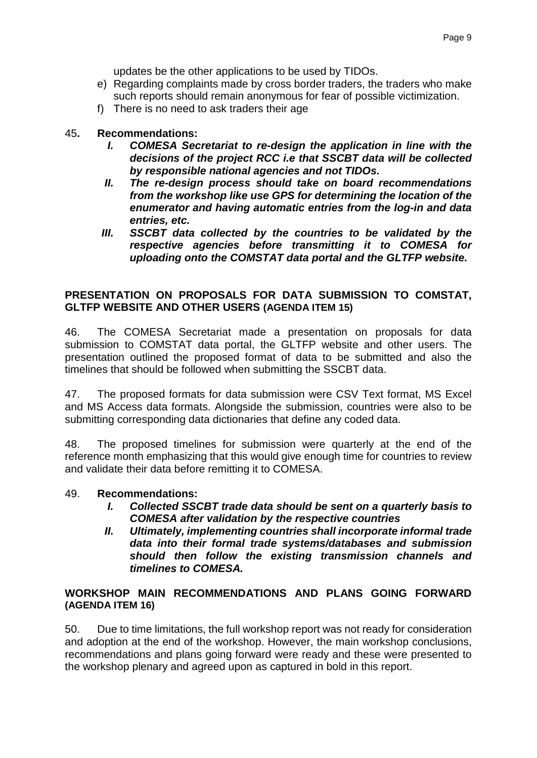updates be the other applications to be used by TIDOs.

e) Regarding complaints made by cross border traders, the traders who make such reports should remain anonymous for fear of possible victimization.
f) There is no need to ask traders their age

45**. Recommendations:**

***I. COMESA Secretariat to re-design the application in line with the decisions of the project RCC i.e that SSCBT data will be collected by responsible national agencies and not TIDOs.***

***II. The re-design process should take on board recommendations from the workshop like use GPS for determining the location of the enumerator and having automatic entries from the log-in and data entries, etc.***

***III. SSCBT data collected by the countries to be validated by the respective agencies before transmitting it to COMESA for uploading onto the COMSTAT data portal and the GLTFP website.***

## PRESENTATION ON PROPOSALS FOR DATA SUBMISSION TO COMSTAT, GLTFP WEBSITE AND OTHER USERS (AGENDA ITEM 15)

46. The COMESA Secretariat made a presentation on proposals for data submission to COMSTAT data portal, the GLTFP website and other users. The presentation outlined the proposed format of data to be submitted and also the timelines that should be followed when submitting the SSCBT data.

47. The proposed formats for data submission were CSV Text format, MS Excel and MS Access data formats. Alongside the submission, countries were also to be submitting corresponding data dictionaries that define any coded data.

48. The proposed timelines for submission were quarterly at the end of the reference month emphasizing that this would give enough time for countries to review and validate their data before remitting it to COMESA.

49. **Recommendations:**

***I. Collected SSCBT trade data should be sent on a quarterly basis to COMESA after validation by the respective countries***

***II. Ultimately, implementing countries shall incorporate informal trade data into their formal trade systems/databases and submission should then follow the existing transmission channels and timelines to COMESA.***

## WORKSHOP MAIN RECOMMENDATIONS AND PLANS GOING FORWARD (AGENDA ITEM 16)

50. Due to time limitations, the full workshop report was not ready for consideration and adoption at the end of the workshop. However, the main workshop conclusions, recommendations and plans going forward were ready and these were presented to the workshop plenary and agreed upon as captured in bold in this report.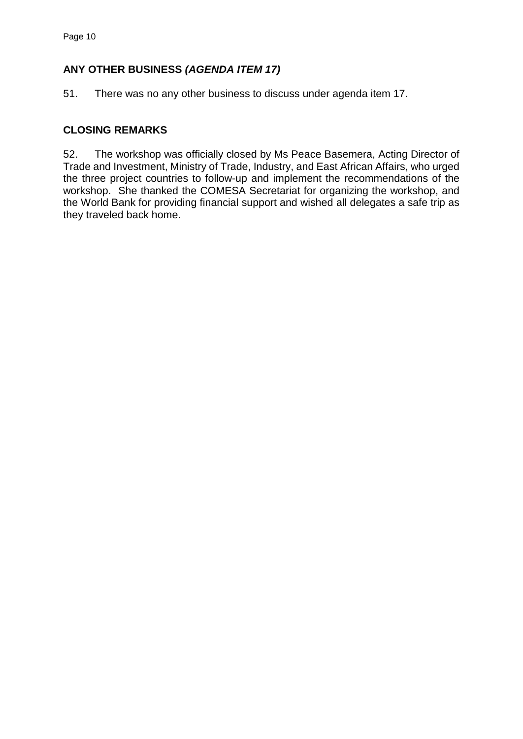## ANY OTHER BUSINESS *(AGENDA ITEM 17)*

51. There was no any other business to discuss under agenda item 17.

## CLOSING REMARKS

52. The workshop was officially closed by Ms Peace Basemera, Acting Director of Trade and Investment, Ministry of Trade, Industry, and East African Affairs, who urged the three project countries to follow-up and implement the recommendations of the workshop. She thanked the COMESA Secretariat for organizing the workshop, and the World Bank for providing financial support and wished all delegates a safe trip as they traveled back home.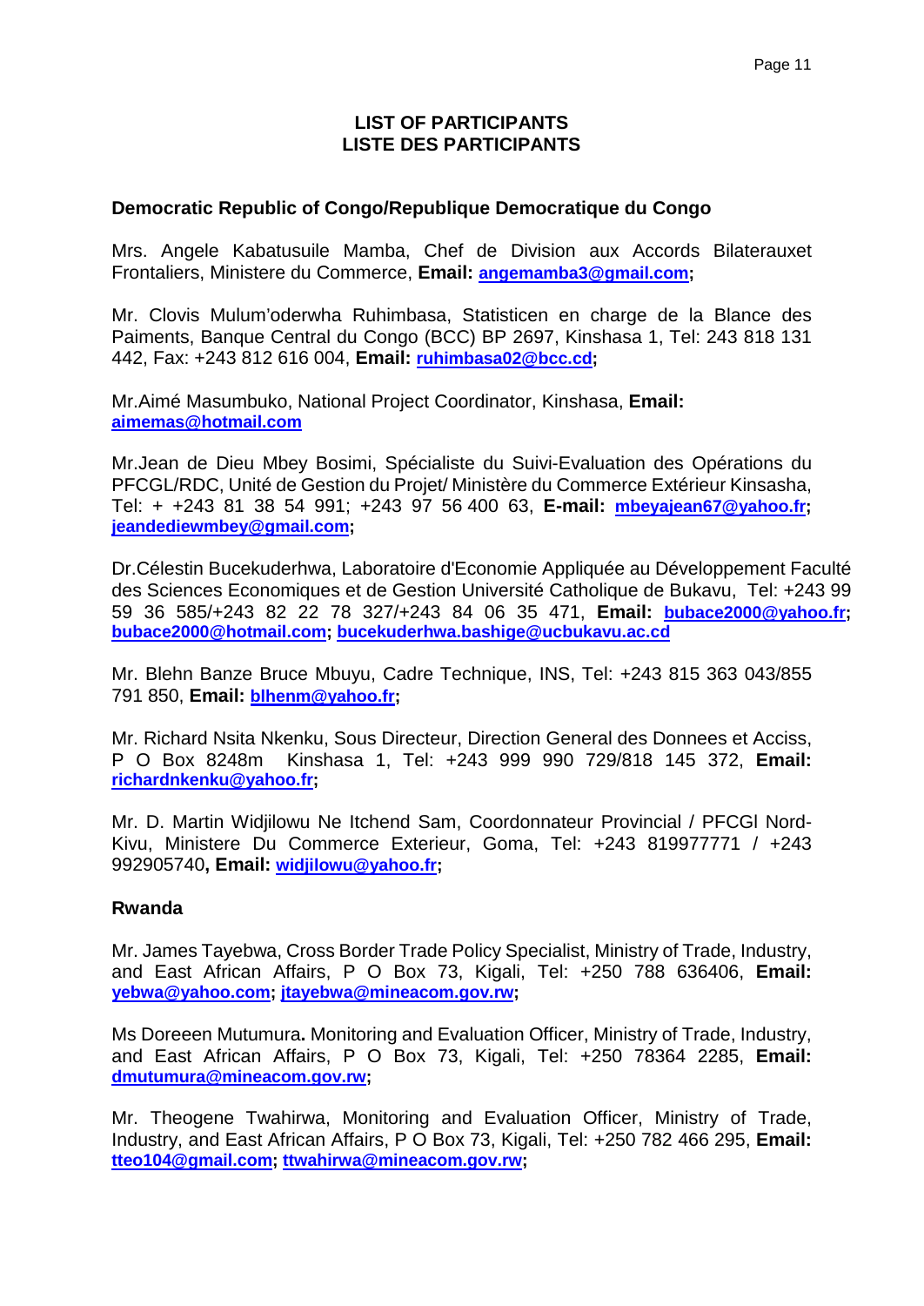**LIST OF PARTICIPANTS**
**LISTE DES PARTICIPANTS**

### Democratic Republic of Congo/Republique Democratique du Congo

Mrs. Angele Kabatusuile Mamba, Chef de Division aux Accords Bilateraux et Frontaliers, Ministere du Commerce, **Email:** **angemamba3@gmail.com;**

Mr. Clovis Mulum'oderwha Ruhimbasa, Statisticen en charge de la Blance des Paiments, Banque Central du Congo (BCC) BP 2697, Kinshasa 1, Tel: 243 818 131 442, Fax: +243 812 616 004, **Email:** **ruhimbasa02@bcc.cd;**

Mr.Aimé Masumbuko, National Project Coordinator, Kinshasa, **Email:** **aimemas@hotmail.com**

Mr.Jean de Dieu Mbey Bosimi, Spécialiste du Suivi-Evaluation des Opérations du PFCGL/RDC, Unité de Gestion du Projet/ Ministère du Commerce Extérieur Kinsasha, Tel: + +243 81 38 54 991; +243 97 56 400 63, **E-mail:** **mbeyajean67@yahoo.fr; jeandediewmbey@gmail.com;**

Dr.Célestin Bucekuderhwa, Laboratoire d'Economie Appliquée au Développement Faculté des Sciences Economiques et de Gestion Université Catholique de Bukavu, Tel: +243 99 59 36 585/+243 82 22 78 327/+243 84 06 35 471, **Email:** **bubace2000@yahoo.fr; bubace2000@hotmail.com; bucekuderhwa.bashige@ucbukavu.ac.cd**

Mr. Blehn Banze Bruce Mbuyu, Cadre Technique, INS, Tel: +243 815 363 043/855 791 850, **Email:** **blhenm@yahoo.fr;**

Mr. Richard Nsita Nkenku, Sous Directeur, Direction General des Donnees et Acciss, P O Box 8248m Kinshasa 1, Tel: +243 999 990 729/818 145 372, **Email:** **richardnkenku@yahoo.fr;**

Mr. D. Martin Widjilowu Ne Itchend Sam, Coordonnateur Provincial / PFCGl Nord-Kivu, Ministere Du Commerce Exterieur, Goma, Tel: +243 819977771 / +243 992905740**, Email:** **widjilowu@yahoo.fr;**

### Rwanda

Mr. James Tayebwa, Cross Border Trade Policy Specialist, Ministry of Trade, Industry, and East African Affairs, P O Box 73, Kigali, Tel: +250 788 636406, **Email:** **yebwa@yahoo.com; jtayebwa@mineacom.gov.rw;**

Ms Doreeen Mutumura**.** Monitoring and Evaluation Officer, Ministry of Trade, Industry, and East African Affairs, P O Box 73, Kigali, Tel: +250 78364 2285, **Email:** **dmutumura@mineacom.gov.rw;**

Mr. Theogene Twahirwa, Monitoring and Evaluation Officer, Ministry of Trade, Industry, and East African Affairs, P O Box 73, Kigali, Tel: +250 782 466 295, **Email:** **tteo104@gmail.com; ttwahirwa@mineacom.gov.rw;**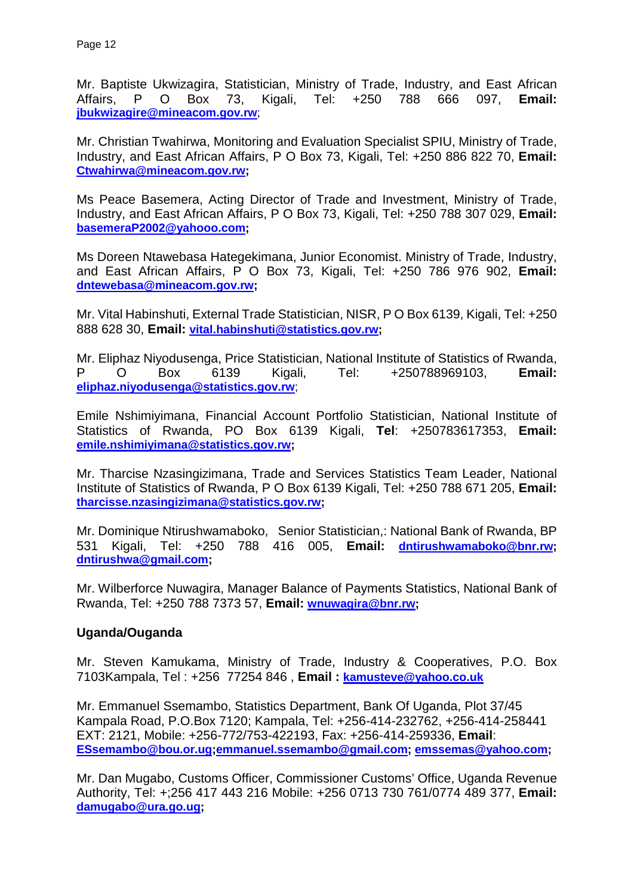Mr. Baptiste Ukwizagira, Statistician, Ministry of Trade, Industry, and East African Affairs, P O Box 73, Kigali, Tel: +250 788 666 097, **Email: jbukwizagire@mineacom.gov.rw**;

Mr. Christian Twahirwa, Monitoring and Evaluation Specialist SPIU, Ministry of Trade, Industry, and East African Affairs, P O Box 73, Kigali, Tel: +250 886 822 70, **Email: Ctwahirwa@mineacom.gov.rw;**

Ms Peace Basemera, Acting Director of Trade and Investment, Ministry of Trade, Industry, and East African Affairs, P O Box 73, Kigali, Tel: +250 788 307 029, **Email: basemeraP2002@yahooo.com;**

Ms Doreen Ntawebasa Hategekimana, Junior Economist. Ministry of Trade, Industry, and East African Affairs, P O Box 73, Kigali, Tel: +250 786 976 902, **Email: dntewebasa@mineacom.gov.rw;**

Mr. Vital Habinshuti, External Trade Statistician, NISR, P O Box 6139, Kigali, Tel: +250 888 628 30, **Email: vital.habinshuti@statistics.gov.rw;**

Mr. Eliphaz Niyodusenga, Price Statistician, National Institute of Statistics of Rwanda, P O Box 6139 Kigali, Tel: +250788969103, **Email: eliphaz.niyodusenga@statistics.gov.rw**;

Emile Nshimiyimana, Financial Account Portfolio Statistician, National Institute of Statistics of Rwanda, PO Box 6139 Kigali, **Tel**: +250783617353, **Email: emile.nshimiyimana@statistics.gov.rw;**

Mr. Tharcise Nzasingizimana, Trade and Services Statistics Team Leader, National Institute of Statistics of Rwanda, P O Box 6139 Kigali, Tel: +250 788 671 205, **Email: tharcisse.nzasingizimana@statistics.gov.rw;**

Mr. Dominique Ntirushwamaboko, Senior Statistician,: National Bank of Rwanda, BP 531 Kigali, Tel: +250 788 416 005, **Email: dntirushwamaboko@bnr.rw; dntirushwa@gmail.com;**

Mr. Wilberforce Nuwagira, Manager Balance of Payments Statistics, National Bank of Rwanda, Tel: +250 788 7373 57, **Email: wnuwagira@bnr.rw;**

**Uganda/Ouganda**

Mr. Steven Kamukama, Ministry of Trade, Industry & Cooperatives, P.O. Box 7103Kampala, Tel : +256 77254 846 , **Email : kamusteve@yahoo.co.uk**

Mr. Emmanuel Ssemambo, Statistics Department, Bank Of Uganda, Plot 37/45 Kampala Road, P.O.Box 7120; Kampala, Tel: +256-414-232762, +256-414-258441 EXT: 2121, Mobile: +256-772/753-422193, Fax: +256-414-259336, **Email**: **ESsemambo@bou.or.ug;emmanuel.ssemambo@gmail.com; emssemas@yahoo.com;**

Mr. Dan Mugabo, Customs Officer, Commissioner Customs' Office, Uganda Revenue Authority, Tel: +;256 417 443 216 Mobile: +256 0713 730 761/0774 489 377, **Email: damugabo@ura.go.ug;**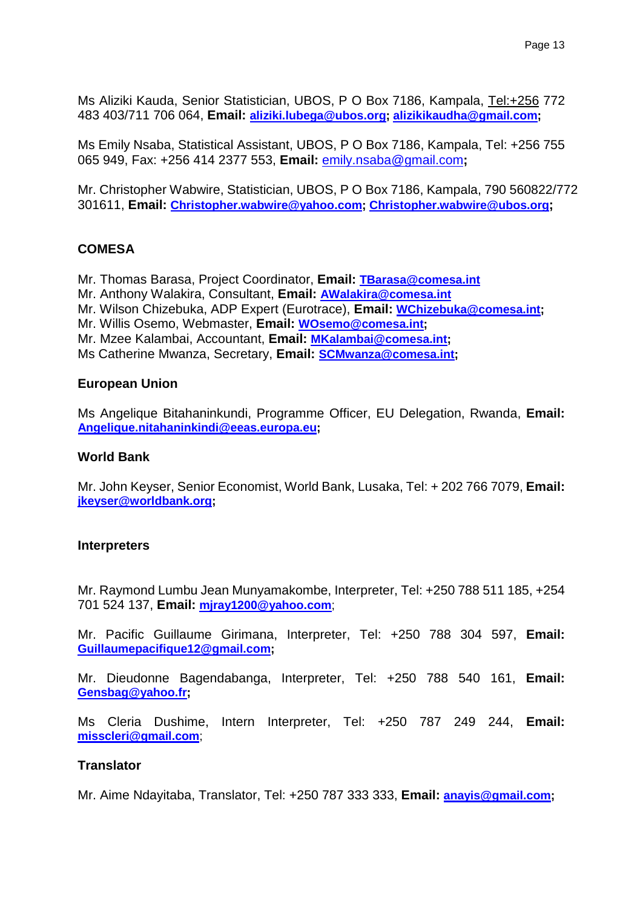Ms Aliziki Kauda, Senior Statistician, UBOS, P O Box 7186, Kampala, Tel:+256 772 483 403/711 706 064, **Email: aliziki.lubega@ubos.org; alizikikaudha@gmail.com;**

Ms Emily Nsaba, Statistical Assistant, UBOS, P O Box 7186, Kampala, Tel: +256 755 065 949, Fax: +256 414 2377 553, **Email:** emily.nsaba@gmail.com**;**

Mr. Christopher Wabwire, Statistician, UBOS, P O Box 7186, Kampala, 790 560822/772 301611, **Email: Christopher.wabwire@yahoo.com; Christopher.wabwire@ubos.org;**

**COMESA**

Mr. Thomas Barasa, Project Coordinator, **Email: TBarasa@comesa.int**
Mr. Anthony Walakira, Consultant, **Email: AWalakira@comesa.int**
Mr. Wilson Chizebuka, ADP Expert (Eurotrace), **Email: WChizebuka@comesa.int;**
Mr. Willis Osemo, Webmaster, **Email: WOsemo@comesa.int;**
Mr. Mzee Kalambai, Accountant, **Email: MKalambai@comesa.int;**
Ms Catherine Mwanza, Secretary, **Email: SCMwanza@comesa.int;**

**European Union**

Ms Angelique Bitahaninkundi, Programme Officer, EU Delegation, Rwanda, **Email: Angelique.nitahaninkindi@eeas.europa.eu;**

**World Bank**

Mr. John Keyser, Senior Economist, World Bank, Lusaka, Tel: + 202 766 7079, **Email: jkeyser@worldbank.org;**

**Interpreters**

Mr. Raymond Lumbu Jean Munyamakombe, Interpreter, Tel: +250 788 511 185, +254 701 524 137, **Email: mjray1200@yahoo.com**;

Mr. Pacific Guillaume Girimana, Interpreter, Tel: +250 788 304 597, **Email: Guillaumepacifique12@gmail.com;**

Mr. Dieudonne Bagendabanga, Interpreter, Tel: +250 788 540 161, **Email: Gensbag@yahoo.fr;**

Ms Cleria Dushime, Intern Interpreter, Tel: +250 787 249 244, **Email: misscleri@gmail.com**;

**Translator**

Mr. Aime Ndayitaba, Translator, Tel: +250 787 333 333, **Email: anayis@gmail.com;**